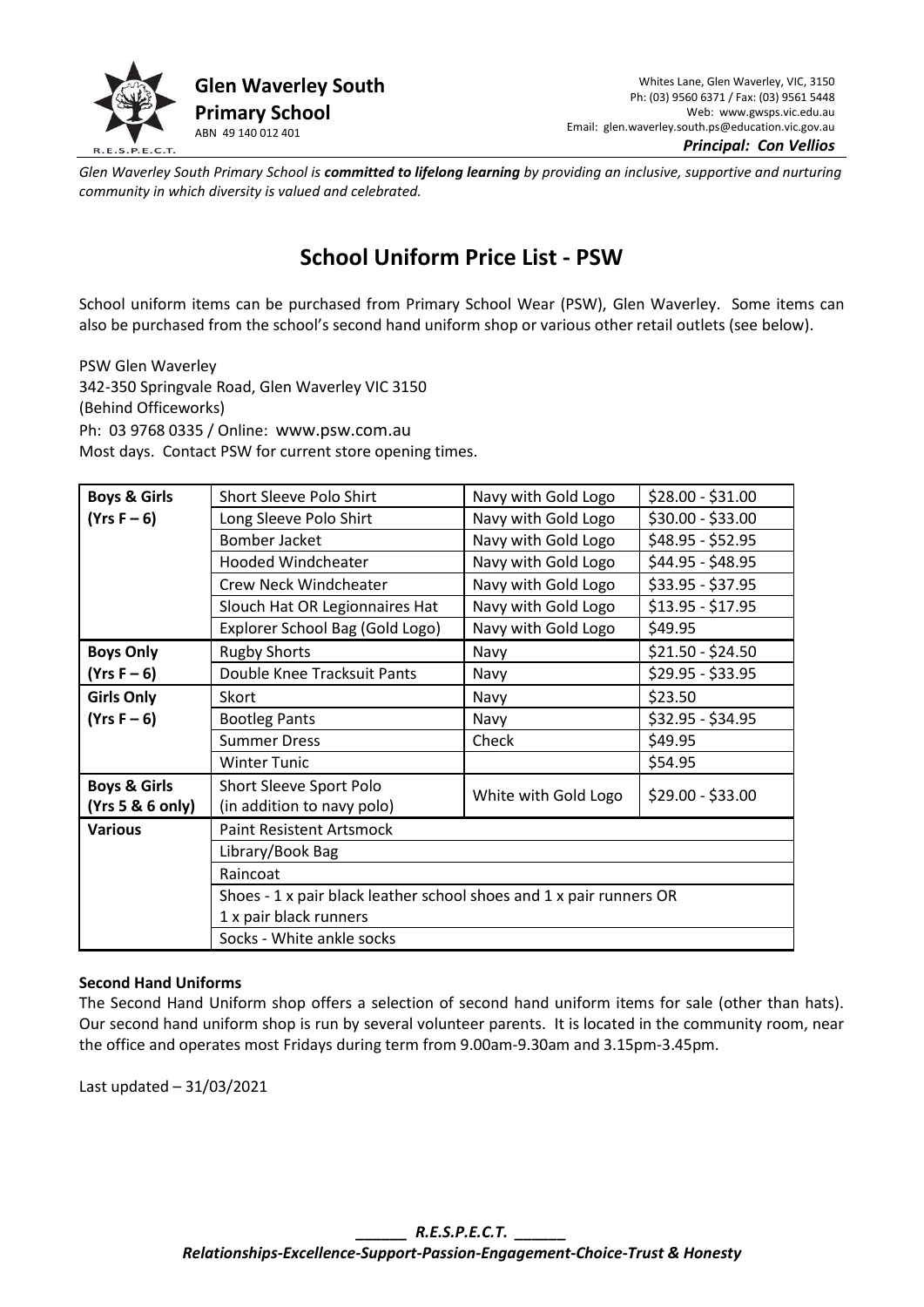**Glen Waverley South Primary School**
ABN 49 140 012 401

Whites Lane, Glen Waverley, VIC, 3150
Ph: (03) 9560 6371 / Fax: (03) 9561 5448
Web: www.gwsps.vic.edu.au
Email: glen.waverley.south.ps@education.vic.gov.au
***Principal: Con Vellios***

*Glen Waverley South Primary School is **committed to lifelong learning** by providing an inclusive, supportive and nurturing community in which diversity is valued and celebrated.*

# School Uniform Price List - PSW

School uniform items can be purchased from Primary School Wear (PSW), Glen Waverley. Some items can also be purchased from the school's second hand uniform shop or various other retail outlets (see below).

PSW Glen Waverley
342-350 Springvale Road, Glen Waverley VIC 3150
(Behind Officeworks)
Ph: 03 9768 0335 / Online: www.psw.com.au
Most days. Contact PSW for current store opening times.

| | | | |
|---|---|---|---|
| **Boys & Girls (Yrs F – 6)** | Short Sleeve Polo Shirt | Navy with Gold Logo | $28.00 - $31.00 |
| | Long Sleeve Polo Shirt | Navy with Gold Logo | $30.00 - $33.00 |
| | Bomber Jacket | Navy with Gold Logo | $48.95 - $52.95 |
| | Hooded Windcheater | Navy with Gold Logo | $44.95 - $48.95 |
| | Crew Neck Windcheater | Navy with Gold Logo | $33.95 - $37.95 |
| | Slouch Hat OR Legionnaires Hat | Navy with Gold Logo | $13.95 - $17.95 |
| | Explorer School Bag (Gold Logo) | Navy with Gold Logo | $49.95 |
| **Boys Only (Yrs F – 6)** | Rugby Shorts | Navy | $21.50 - $24.50 |
| | Double Knee Tracksuit Pants | Navy | $29.95 - $33.95 |
| **Girls Only (Yrs F – 6)** | Skort | Navy | $23.50 |
| | Bootleg Pants | Navy | $32.95 - $34.95 |
| | Summer Dress | Check | $49.95 |
| | Winter Tunic | | $54.95 |
| **Boys & Girls (Yrs 5 & 6 only)** | Short Sleeve Sport Polo (in addition to navy polo) | White with Gold Logo | $29.00 - $33.00 |
| **Various** | Paint Resistent Artsmock | | |
| | Library/Book Bag | | |
| | Raincoat | | |
| | Shoes - 1 x pair black leather school shoes and 1 x pair runners OR 1 x pair black runners | | |
| | Socks - White ankle socks | | |

**Second Hand Uniforms**

The Second Hand Uniform shop offers a selection of second hand uniform items for sale (other than hats). Our second hand uniform shop is run by several volunteer parents. It is located in the community room, near the office and operates most Fridays during term from 9.00am-9.30am and 3.15pm-3.45pm.

Last updated – 31/03/2021

***______ R.E.S.P.E.C.T. ______***
***Relationships-Excellence-Support-Passion-Engagement-Choice-Trust & Honesty***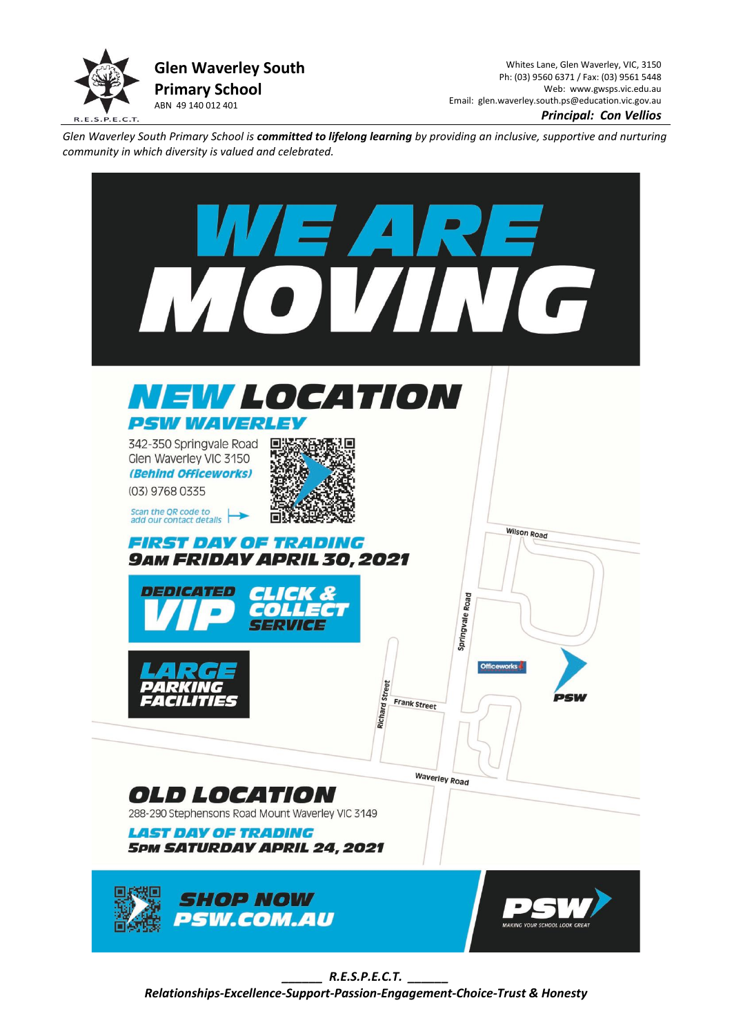**Glen Waverley South Primary School**
ABN 49 140 012 401

Whites Lane, Glen Waverley, VIC, 3150
Ph: (03) 9560 6371 / Fax: (03) 9561 5448
Web: www.gwsps.vic.edu.au
Email: glen.waverley.south.ps@education.vic.gov.au
***Principal: Con Vellios***

*Glen Waverley South Primary School is **committed to lifelong learning** by providing an inclusive, supportive and nurturing community in which diversity is valued and celebrated.*

# WE ARE MOVING

## NEW LOCATION
### PSW WAVERLEY

342-350 Springvale Road
Glen Waverley VIC 3150
***(Behind Officeworks)***
(03) 9768 0335

Scan the QR code to add our contact details

**FIRST DAY OF TRADING**
**9AM FRIDAY APRIL 30, 2021**

**DEDICATED VIP CLICK & COLLECT SERVICE**

**LARGE PARKING FACILITIES**

Wilson Road
Springvale Road
Richard Street
Frank Street
Waverley Road
Officeworks
PSW

## OLD LOCATION
288-290 Stephensons Road Mount Waverley VIC 3149

**LAST DAY OF TRADING**
**5PM SATURDAY APRIL 24, 2021**

**SHOP NOW PSW.COM.AU**

PSW
MAKING YOUR SCHOOL LOOK GREAT

***R.E.S.P.E.C.T.***
***Relationships-Excellence-Support-Passion-Engagement-Choice-Trust & Honesty***